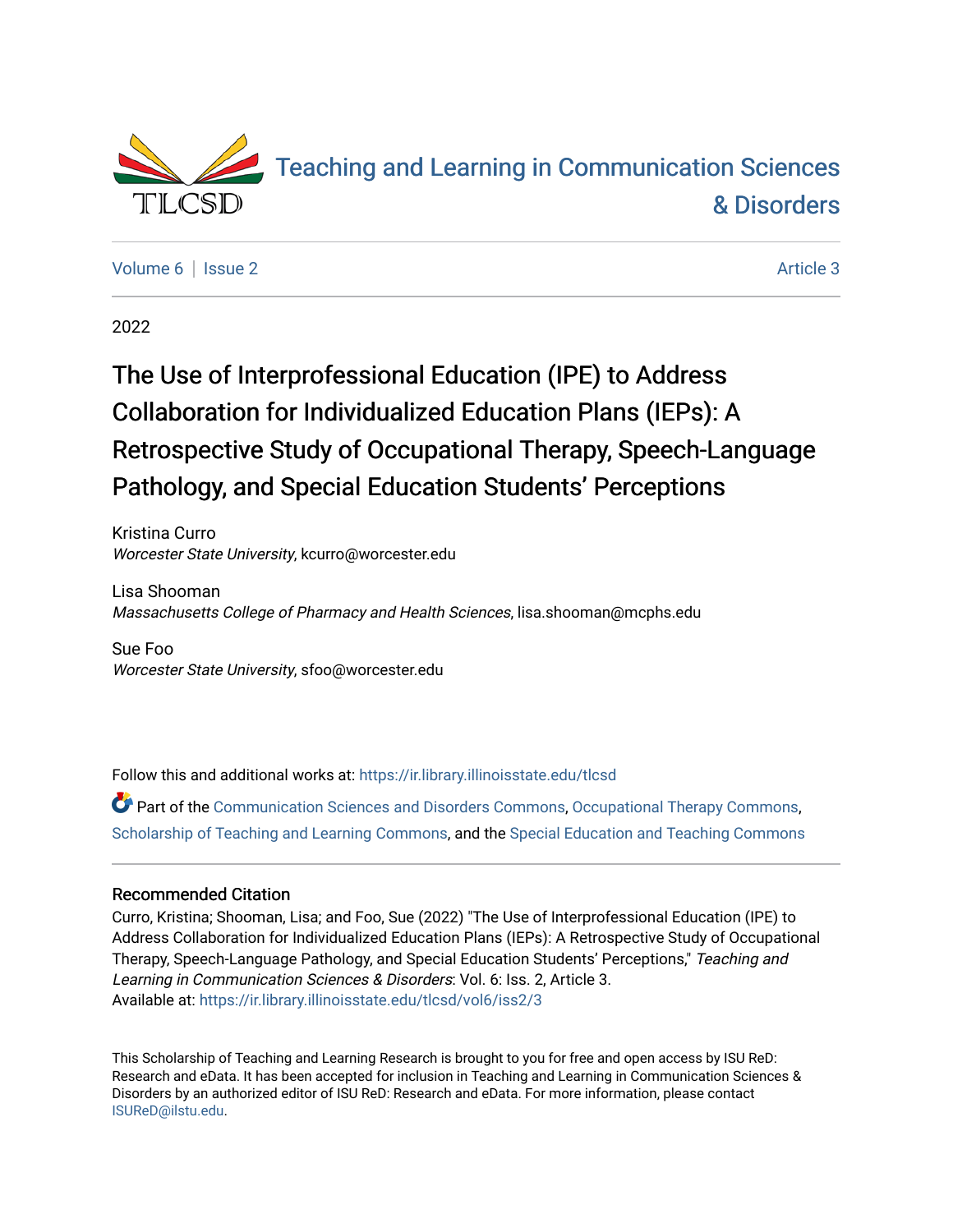Teaching and Learning in Communication Sciences & Disorders

Volume 6 | Issue 2 | Article 3

2022

# The Use of Interprofessional Education (IPE) to Address Collaboration for Individualized Education Plans (IEPs): A Retrospective Study of Occupational Therapy, Speech-Language Pathology, and Special Education Students' Perceptions

Kristina Curro
*Worcester State University*, kcurro@worcester.edu

Lisa Shooman
*Massachusetts College of Pharmacy and Health Sciences*, lisa.shooman@mcphs.edu

Sue Foo
*Worcester State University*, sfoo@worcester.edu

Follow this and additional works at: https://ir.library.illinoisstate.edu/tlcsd

Part of the Communication Sciences and Disorders Commons, Occupational Therapy Commons, Scholarship of Teaching and Learning Commons, and the Special Education and Teaching Commons

## Recommended Citation

Curro, Kristina; Shooman, Lisa; and Foo, Sue (2022) "The Use of Interprofessional Education (IPE) to Address Collaboration for Individualized Education Plans (IEPs): A Retrospective Study of Occupational Therapy, Speech-Language Pathology, and Special Education Students' Perceptions," *Teaching and Learning in Communication Sciences & Disorders*: Vol. 6: Iss. 2, Article 3.
Available at: https://ir.library.illinoisstate.edu/tlcsd/vol6/iss2/3

This Scholarship of Teaching and Learning Research is brought to you for free and open access by ISU ReD: Research and eData. It has been accepted for inclusion in Teaching and Learning in Communication Sciences & Disorders by an authorized editor of ISU ReD: Research and eData. For more information, please contact ISUReD@ilstu.edu.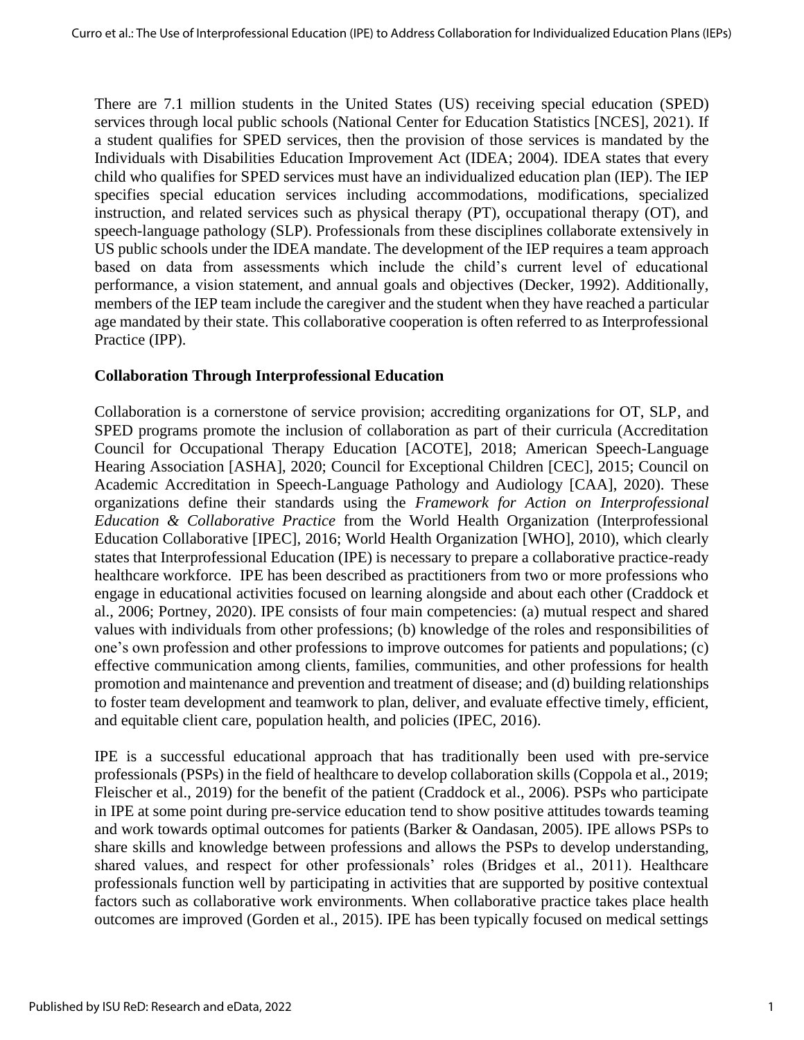There are 7.1 million students in the United States (US) receiving special education (SPED) services through local public schools (National Center for Education Statistics [NCES], 2021). If a student qualifies for SPED services, then the provision of those services is mandated by the Individuals with Disabilities Education Improvement Act (IDEA; 2004). IDEA states that every child who qualifies for SPED services must have an individualized education plan (IEP). The IEP specifies special education services including accommodations, modifications, specialized instruction, and related services such as physical therapy (PT), occupational therapy (OT), and speech-language pathology (SLP). Professionals from these disciplines collaborate extensively in US public schools under the IDEA mandate. The development of the IEP requires a team approach based on data from assessments which include the child's current level of educational performance, a vision statement, and annual goals and objectives (Decker, 1992). Additionally, members of the IEP team include the caregiver and the student when they have reached a particular age mandated by their state. This collaborative cooperation is often referred to as Interprofessional Practice (IPP).

## Collaboration Through Interprofessional Education

Collaboration is a cornerstone of service provision; accrediting organizations for OT, SLP, and SPED programs promote the inclusion of collaboration as part of their curricula (Accreditation Council for Occupational Therapy Education [ACOTE], 2018; American Speech-Language Hearing Association [ASHA], 2020; Council for Exceptional Children [CEC], 2015; Council on Academic Accreditation in Speech-Language Pathology and Audiology [CAA], 2020). These organizations define their standards using the *Framework for Action on Interprofessional Education & Collaborative Practice* from the World Health Organization (Interprofessional Education Collaborative [IPEC], 2016; World Health Organization [WHO], 2010), which clearly states that Interprofessional Education (IPE) is necessary to prepare a collaborative practice-ready healthcare workforce. IPE has been described as practitioners from two or more professions who engage in educational activities focused on learning alongside and about each other (Craddock et al., 2006; Portney, 2020). IPE consists of four main competencies: (a) mutual respect and shared values with individuals from other professions; (b) knowledge of the roles and responsibilities of one's own profession and other professions to improve outcomes for patients and populations; (c) effective communication among clients, families, communities, and other professions for health promotion and maintenance and prevention and treatment of disease; and (d) building relationships to foster team development and teamwork to plan, deliver, and evaluate effective timely, efficient, and equitable client care, population health, and policies (IPEC, 2016).

IPE is a successful educational approach that has traditionally been used with pre-service professionals (PSPs) in the field of healthcare to develop collaboration skills (Coppola et al., 2019; Fleischer et al., 2019) for the benefit of the patient (Craddock et al., 2006). PSPs who participate in IPE at some point during pre-service education tend to show positive attitudes towards teaming and work towards optimal outcomes for patients (Barker & Oandasan, 2005). IPE allows PSPs to share skills and knowledge between professions and allows the PSPs to develop understanding, shared values, and respect for other professionals' roles (Bridges et al., 2011). Healthcare professionals function well by participating in activities that are supported by positive contextual factors such as collaborative work environments. When collaborative practice takes place health outcomes are improved (Gorden et al., 2015). IPE has been typically focused on medical settings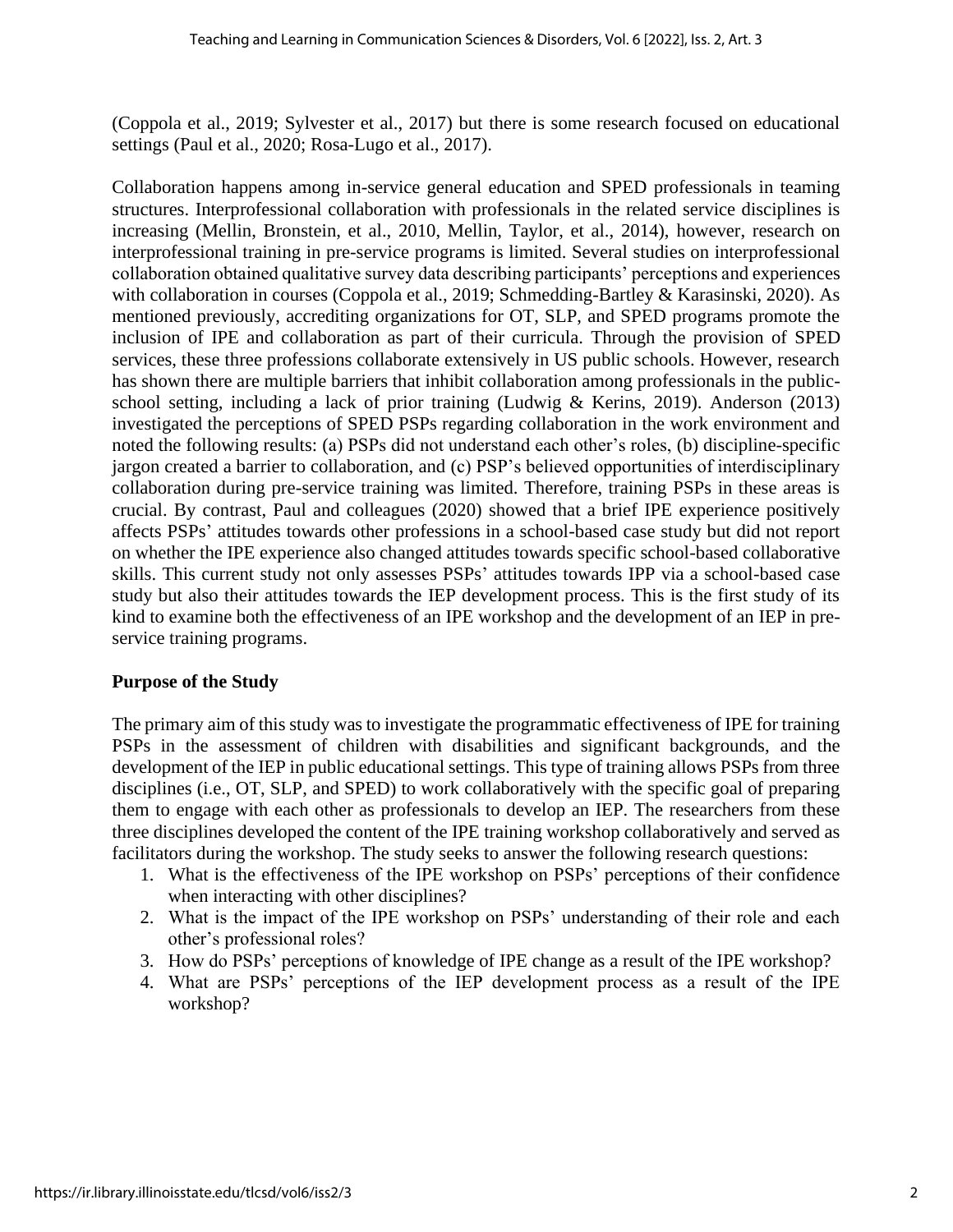(Coppola et al., 2019; Sylvester et al., 2017) but there is some research focused on educational settings (Paul et al., 2020; Rosa-Lugo et al., 2017).

Collaboration happens among in-service general education and SPED professionals in teaming structures. Interprofessional collaboration with professionals in the related service disciplines is increasing (Mellin, Bronstein, et al., 2010, Mellin, Taylor, et al., 2014), however, research on interprofessional training in pre-service programs is limited. Several studies on interprofessional collaboration obtained qualitative survey data describing participants' perceptions and experiences with collaboration in courses (Coppola et al., 2019; Schmedding-Bartley & Karasinski, 2020). As mentioned previously, accrediting organizations for OT, SLP, and SPED programs promote the inclusion of IPE and collaboration as part of their curricula. Through the provision of SPED services, these three professions collaborate extensively in US public schools. However, research has shown there are multiple barriers that inhibit collaboration among professionals in the public-school setting, including a lack of prior training (Ludwig & Kerins, 2019). Anderson (2013) investigated the perceptions of SPED PSPs regarding collaboration in the work environment and noted the following results: (a) PSPs did not understand each other's roles, (b) discipline-specific jargon created a barrier to collaboration, and (c) PSP's believed opportunities of interdisciplinary collaboration during pre-service training was limited. Therefore, training PSPs in these areas is crucial. By contrast, Paul and colleagues (2020) showed that a brief IPE experience positively affects PSPs' attitudes towards other professions in a school-based case study but did not report on whether the IPE experience also changed attitudes towards specific school-based collaborative skills. This current study not only assesses PSPs' attitudes towards IPP via a school-based case study but also their attitudes towards the IEP development process. This is the first study of its kind to examine both the effectiveness of an IPE workshop and the development of an IEP in pre-service training programs.

**Purpose of the Study**

The primary aim of this study was to investigate the programmatic effectiveness of IPE for training PSPs in the assessment of children with disabilities and significant backgrounds, and the development of the IEP in public educational settings. This type of training allows PSPs from three disciplines (i.e., OT, SLP, and SPED) to work collaboratively with the specific goal of preparing them to engage with each other as professionals to develop an IEP. The researchers from these three disciplines developed the content of the IPE training workshop collaboratively and served as facilitators during the workshop. The study seeks to answer the following research questions:

1. What is the effectiveness of the IPE workshop on PSPs' perceptions of their confidence when interacting with other disciplines?
2. What is the impact of the IPE workshop on PSPs' understanding of their role and each other's professional roles?
3. How do PSPs' perceptions of knowledge of IPE change as a result of the IPE workshop?
4. What are PSPs' perceptions of the IEP development process as a result of the IPE workshop?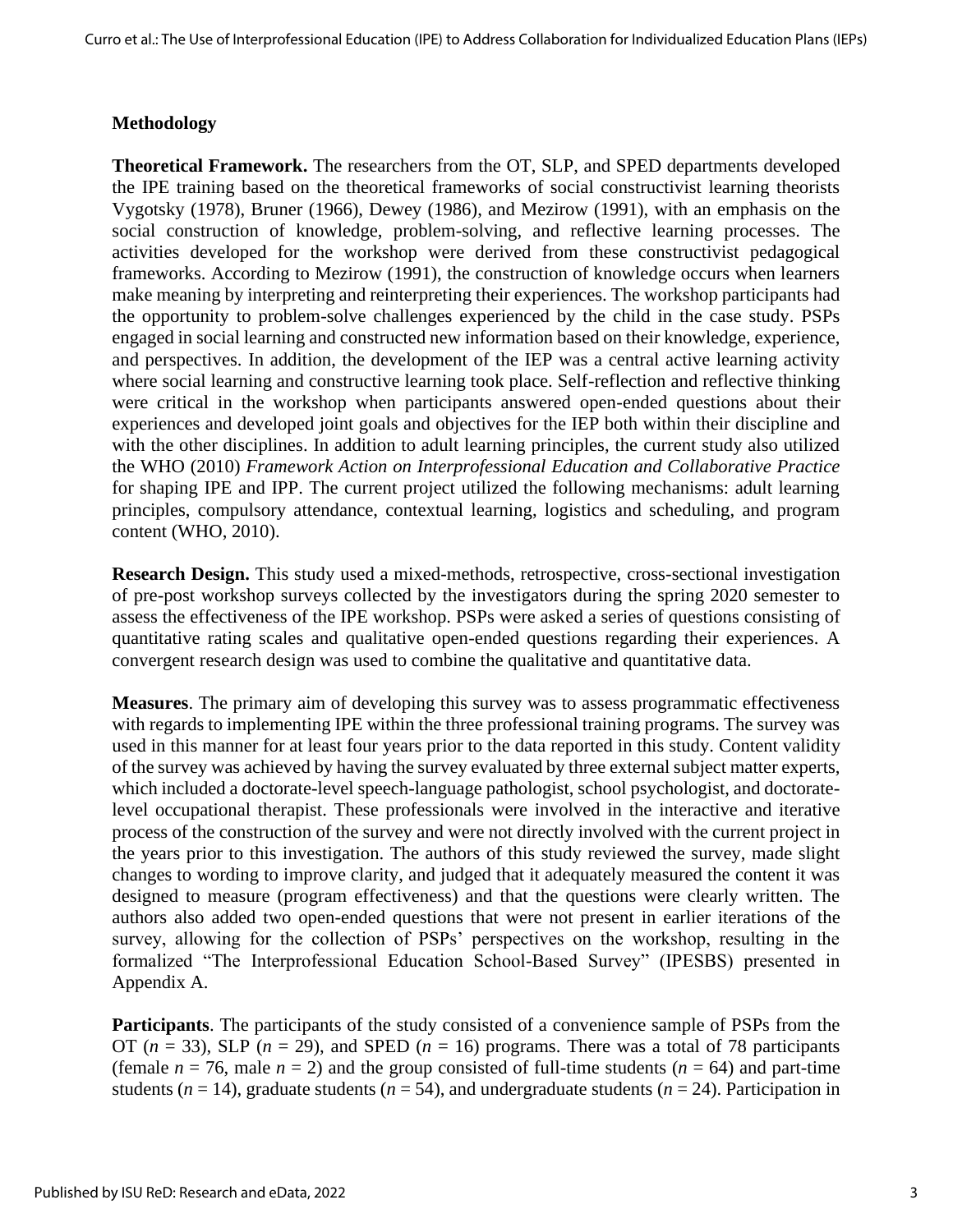### Methodology

**Theoretical Framework.** The researchers from the OT, SLP, and SPED departments developed the IPE training based on the theoretical frameworks of social constructivist learning theorists Vygotsky (1978), Bruner (1966), Dewey (1986), and Mezirow (1991), with an emphasis on the social construction of knowledge, problem-solving, and reflective learning processes. The activities developed for the workshop were derived from these constructivist pedagogical frameworks. According to Mezirow (1991), the construction of knowledge occurs when learners make meaning by interpreting and reinterpreting their experiences. The workshop participants had the opportunity to problem-solve challenges experienced by the child in the case study. PSPs engaged in social learning and constructed new information based on their knowledge, experience, and perspectives. In addition, the development of the IEP was a central active learning activity where social learning and constructive learning took place. Self-reflection and reflective thinking were critical in the workshop when participants answered open-ended questions about their experiences and developed joint goals and objectives for the IEP both within their discipline and with the other disciplines. In addition to adult learning principles, the current study also utilized the WHO (2010) *Framework Action on Interprofessional Education and Collaborative Practice* for shaping IPE and IPP. The current project utilized the following mechanisms: adult learning principles, compulsory attendance, contextual learning, logistics and scheduling, and program content (WHO, 2010).

**Research Design.** This study used a mixed-methods, retrospective, cross-sectional investigation of pre-post workshop surveys collected by the investigators during the spring 2020 semester to assess the effectiveness of the IPE workshop. PSPs were asked a series of questions consisting of quantitative rating scales and qualitative open-ended questions regarding their experiences. A convergent research design was used to combine the qualitative and quantitative data.

**Measures**. The primary aim of developing this survey was to assess programmatic effectiveness with regards to implementing IPE within the three professional training programs. The survey was used in this manner for at least four years prior to the data reported in this study. Content validity of the survey was achieved by having the survey evaluated by three external subject matter experts, which included a doctorate-level speech-language pathologist, school psychologist, and doctorate-level occupational therapist. These professionals were involved in the interactive and iterative process of the construction of the survey and were not directly involved with the current project in the years prior to this investigation. The authors of this study reviewed the survey, made slight changes to wording to improve clarity, and judged that it adequately measured the content it was designed to measure (program effectiveness) and that the questions were clearly written. The authors also added two open-ended questions that were not present in earlier iterations of the survey, allowing for the collection of PSPs' perspectives on the workshop, resulting in the formalized "The Interprofessional Education School-Based Survey" (IPESBS) presented in Appendix A.

**Participants**. The participants of the study consisted of a convenience sample of PSPs from the OT ($n$ = 33), SLP ($n$ = 29), and SPED ($n$ = 16) programs. There was a total of 78 participants (female $n$ = 76, male $n$ = 2) and the group consisted of full-time students ($n$ = 64) and part-time students ($n$ = 14), graduate students ($n$ = 54), and undergraduate students ($n$ = 24). Participation in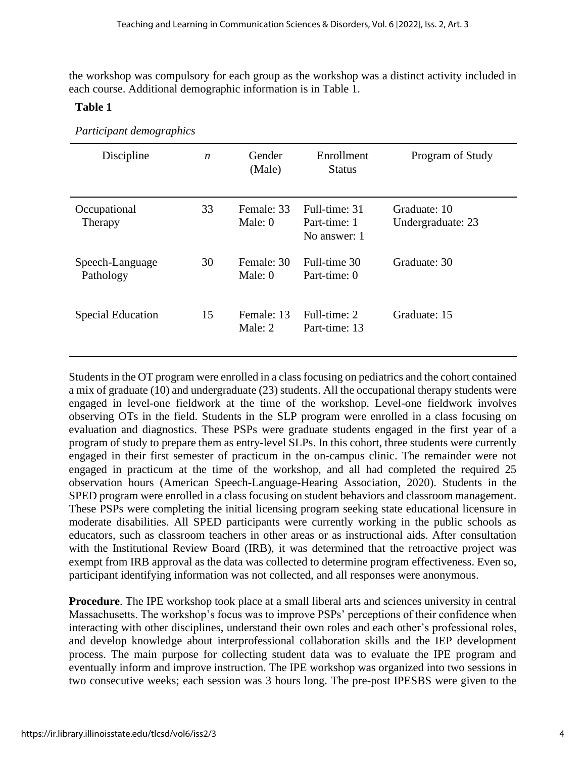the workshop was compulsory for each group as the workshop was a distinct activity included in each course. Additional demographic information is in Table 1.

**Table 1**

*Participant demographics*

| Discipline | *n* | Gender (Male) | Enrollment Status | Program of Study |
|---|---|---|---|---|
| Occupational Therapy | 33 | Female: 33<br>Male: 0 | Full-time: 31<br>Part-time: 1<br>No answer: 1 | Graduate: 10<br>Undergraduate: 23 |
| Speech-Language Pathology | 30 | Female: 30<br>Male: 0 | Full-time 30<br>Part-time: 0 | Graduate: 30 |
| Special Education | 15 | Female: 13<br>Male: 2 | Full-time: 2<br>Part-time: 13 | Graduate: 15 |

Students in the OT program were enrolled in a class focusing on pediatrics and the cohort contained a mix of graduate (10) and undergraduate (23) students. All the occupational therapy students were engaged in level-one fieldwork at the time of the workshop. Level-one fieldwork involves observing OTs in the field. Students in the SLP program were enrolled in a class focusing on evaluation and diagnostics. These PSPs were graduate students engaged in the first year of a program of study to prepare them as entry-level SLPs. In this cohort, three students were currently engaged in their first semester of practicum in the on-campus clinic. The remainder were not engaged in practicum at the time of the workshop, and all had completed the required 25 observation hours (American Speech-Language-Hearing Association, 2020). Students in the SPED program were enrolled in a class focusing on student behaviors and classroom management. These PSPs were completing the initial licensing program seeking state educational licensure in moderate disabilities. All SPED participants were currently working in the public schools as educators, such as classroom teachers in other areas or as instructional aids. After consultation with the Institutional Review Board (IRB), it was determined that the retroactive project was exempt from IRB approval as the data was collected to determine program effectiveness. Even so, participant identifying information was not collected, and all responses were anonymous.

**Procedure**. The IPE workshop took place at a small liberal arts and sciences university in central Massachusetts. The workshop's focus was to improve PSPs' perceptions of their confidence when interacting with other disciplines, understand their own roles and each other's professional roles, and develop knowledge about interprofessional collaboration skills and the IEP development process. The main purpose for collecting student data was to evaluate the IPE program and eventually inform and improve instruction. The IPE workshop was organized into two sessions in two consecutive weeks; each session was 3 hours long. The pre-post IPESBS were given to the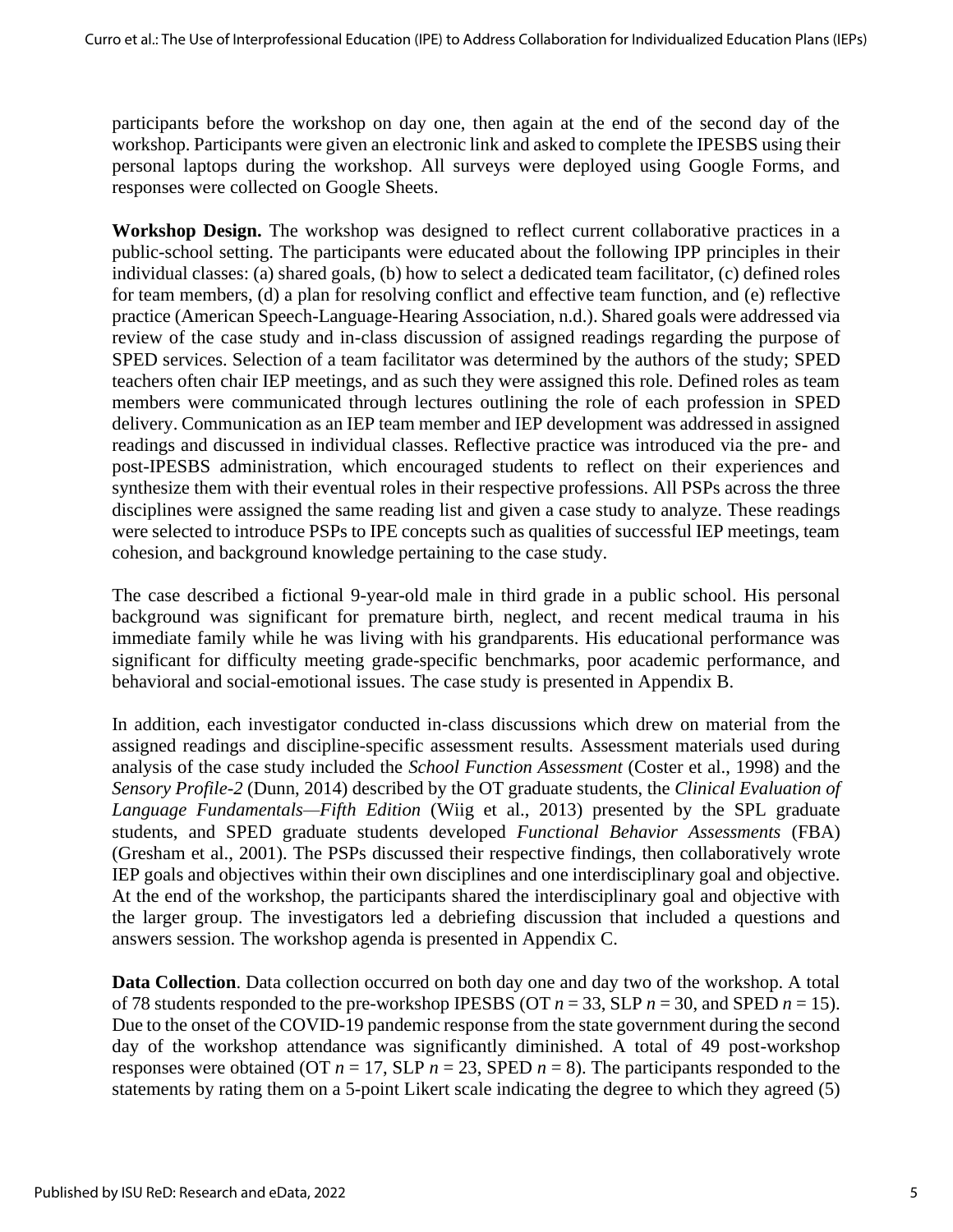participants before the workshop on day one, then again at the end of the second day of the workshop. Participants were given an electronic link and asked to complete the IPESBS using their personal laptops during the workshop. All surveys were deployed using Google Forms, and responses were collected on Google Sheets.

**Workshop Design.** The workshop was designed to reflect current collaborative practices in a public-school setting. The participants were educated about the following IPP principles in their individual classes: (a) shared goals, (b) how to select a dedicated team facilitator, (c) defined roles for team members, (d) a plan for resolving conflict and effective team function, and (e) reflective practice (American Speech-Language-Hearing Association, n.d.). Shared goals were addressed via review of the case study and in-class discussion of assigned readings regarding the purpose of SPED services. Selection of a team facilitator was determined by the authors of the study; SPED teachers often chair IEP meetings, and as such they were assigned this role. Defined roles as team members were communicated through lectures outlining the role of each profession in SPED delivery. Communication as an IEP team member and IEP development was addressed in assigned readings and discussed in individual classes. Reflective practice was introduced via the pre- and post-IPESBS administration, which encouraged students to reflect on their experiences and synthesize them with their eventual roles in their respective professions. All PSPs across the three disciplines were assigned the same reading list and given a case study to analyze. These readings were selected to introduce PSPs to IPE concepts such as qualities of successful IEP meetings, team cohesion, and background knowledge pertaining to the case study.

The case described a fictional 9-year-old male in third grade in a public school. His personal background was significant for premature birth, neglect, and recent medical trauma in his immediate family while he was living with his grandparents. His educational performance was significant for difficulty meeting grade-specific benchmarks, poor academic performance, and behavioral and social-emotional issues. The case study is presented in Appendix B.

In addition, each investigator conducted in-class discussions which drew on material from the assigned readings and discipline-specific assessment results. Assessment materials used during analysis of the case study included the *School Function Assessment* (Coster et al., 1998) and the *Sensory Profile-2* (Dunn, 2014) described by the OT graduate students, the *Clinical Evaluation of Language Fundamentals—Fifth Edition* (Wiig et al., 2013) presented by the SPL graduate students, and SPED graduate students developed *Functional Behavior Assessments* (FBA) (Gresham et al., 2001). The PSPs discussed their respective findings, then collaboratively wrote IEP goals and objectives within their own disciplines and one interdisciplinary goal and objective. At the end of the workshop, the participants shared the interdisciplinary goal and objective with the larger group. The investigators led a debriefing discussion that included a questions and answers session. The workshop agenda is presented in Appendix C.

**Data Collection**. Data collection occurred on both day one and day two of the workshop. A total of 78 students responded to the pre-workshop IPESBS (OT $n = 33$, SLP $n = 30$, and SPED $n = 15$). Due to the onset of the COVID-19 pandemic response from the state government during the second day of the workshop attendance was significantly diminished. A total of 49 post-workshop responses were obtained (OT $n = 17$, SLP $n = 23$, SPED $n = 8$). The participants responded to the statements by rating them on a 5-point Likert scale indicating the degree to which they agreed (5)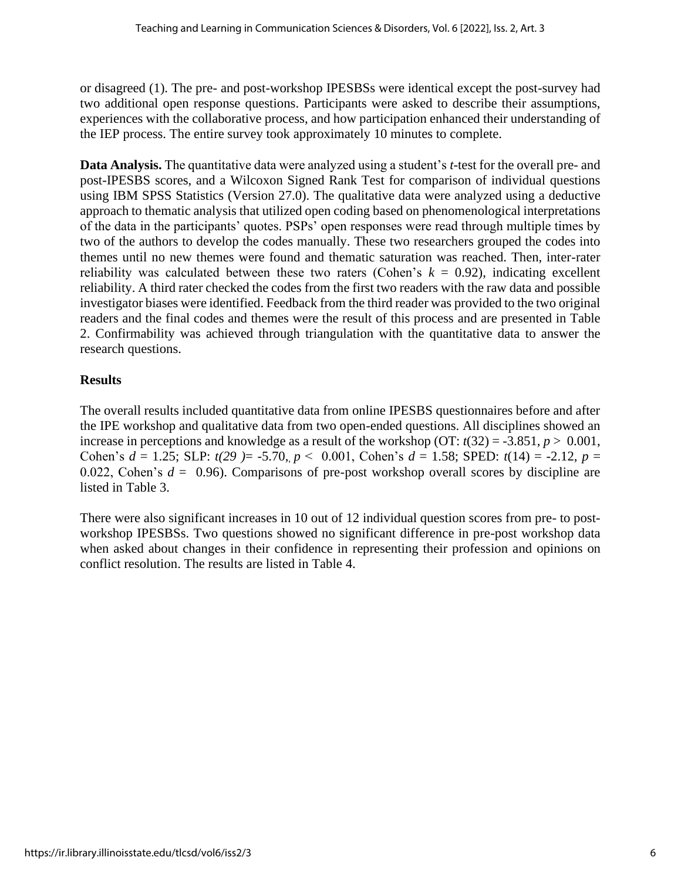or disagreed (1). The pre- and post-workshop IPESBSs were identical except the post-survey had two additional open response questions. Participants were asked to describe their assumptions, experiences with the collaborative process, and how participation enhanced their understanding of the IEP process. The entire survey took approximately 10 minutes to complete.

**Data Analysis.** The quantitative data were analyzed using a student's *t*-test for the overall pre- and post-IPESBS scores, and a Wilcoxon Signed Rank Test for comparison of individual questions using IBM SPSS Statistics (Version 27.0). The qualitative data were analyzed using a deductive approach to thematic analysis that utilized open coding based on phenomenological interpretations of the data in the participants' quotes. PSPs' open responses were read through multiple times by two of the authors to develop the codes manually. These two researchers grouped the codes into themes until no new themes were found and thematic saturation was reached. Then, inter-rater reliability was calculated between these two raters (Cohen's $k$ = 0.92), indicating excellent reliability. A third rater checked the codes from the first two readers with the raw data and possible investigator biases were identified. Feedback from the third reader was provided to the two original readers and the final codes and themes were the result of this process and are presented in Table 2. Confirmability was achieved through triangulation with the quantitative data to answer the research questions.

## Results

The overall results included quantitative data from online IPESBS questionnaires before and after the IPE workshop and qualitative data from two open-ended questions. All disciplines showed an increase in perceptions and knowledge as a result of the workshop (OT: $t(32) = -3.851$, $p > 0.001$, Cohen's $d = 1.25$; SLP: $t(29) = -5.70$,, $p < 0.001$, Cohen's $d = 1.58$; SPED: $t(14) = -2.12$, $p = 0.022$, Cohen's $d = 0.96$). Comparisons of pre-post workshop overall scores by discipline are listed in Table 3.

There were also significant increases in 10 out of 12 individual question scores from pre- to post-workshop IPESBSs. Two questions showed no significant difference in pre-post workshop data when asked about changes in their confidence in representing their profession and opinions on conflict resolution. The results are listed in Table 4.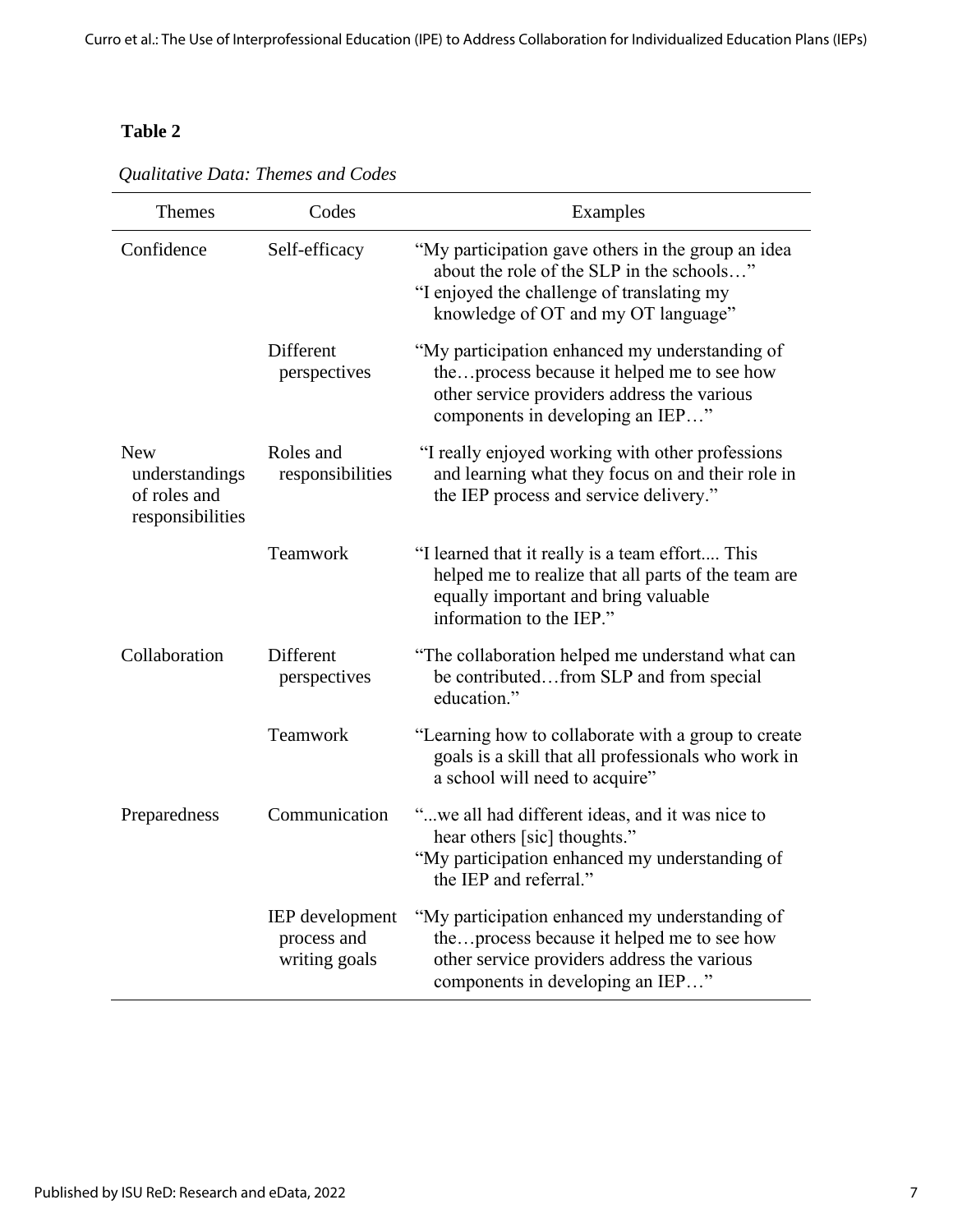**Table 2**

*Qualitative Data: Themes and Codes*

| Themes | Codes | Examples |
|---|---|---|
| Confidence | Self-efficacy | "My participation gave others in the group an idea about the role of the SLP in the schools…" "I enjoyed the challenge of translating my knowledge of OT and my OT language" |
| | Different perspectives | "My participation enhanced my understanding of the…process because it helped me to see how other service providers address the various components in developing an IEP…" |
| New understandings of roles and responsibilities | Roles and responsibilities | "I really enjoyed working with other professions and learning what they focus on and their role in the IEP process and service delivery." |
| | Teamwork | "I learned that it really is a team effort.... This helped me to realize that all parts of the team are equally important and bring valuable information to the IEP." |
| Collaboration | Different perspectives | "The collaboration helped me understand what can be contributed…from SLP and from special education." |
| | Teamwork | "Learning how to collaborate with a group to create goals is a skill that all professionals who work in a school will need to acquire" |
| Preparedness | Communication | "...we all had different ideas, and it was nice to hear others [sic] thoughts." "My participation enhanced my understanding of the IEP and referral." |
| | IEP development process and writing goals | "My participation enhanced my understanding of the…process because it helped me to see how other service providers address the various components in developing an IEP…" |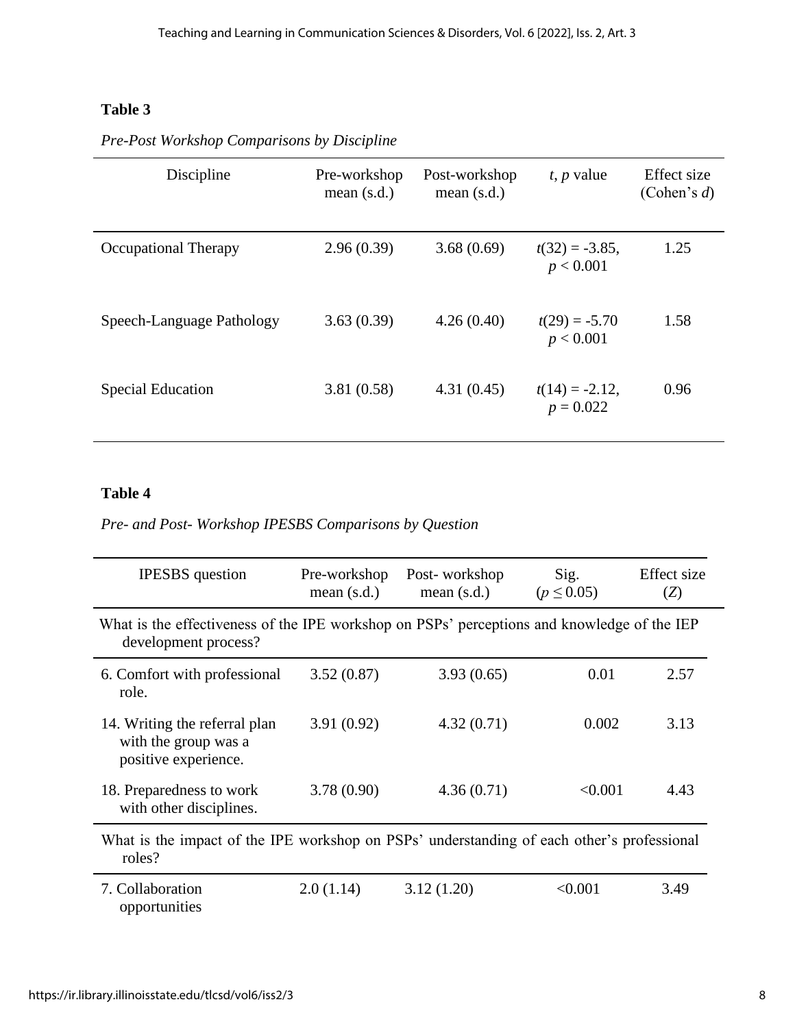**Table 3**

*Pre-Post Workshop Comparisons by Discipline*

| Discipline | Pre-workshop mean (s.d.) | Post-workshop mean (s.d.) | $t$, $p$ value | Effect size (Cohen's $d$) |
|---|---|---|---|---|
| Occupational Therapy | 2.96 (0.39) | 3.68 (0.69) | $t(32) = -3.85$, $p < 0.001$ | 1.25 |
| Speech-Language Pathology | 3.63 (0.39) | 4.26 (0.40) | $t(29) = -5.70$ $p < 0.001$ | 1.58 |
| Special Education | 3.81 (0.58) | 4.31 (0.45) | $t(14) = -2.12$, $p = 0.022$ | 0.96 |

**Table 4**

*Pre- and Post- Workshop IPESBS Comparisons by Question*

| IPESBS question | Pre-workshop mean (s.d.) | Post- workshop mean (s.d.) | Sig. ($p \leq 0.05$) | Effect size ($Z$) |
|---|---|---|---|---|
| What is the effectiveness of the IPE workshop on PSPs' perceptions and knowledge of the IEP development process? | | | | |
| 6. Comfort with professional role. | 3.52 (0.87) | 3.93 (0.65) | 0.01 | 2.57 |
| 14. Writing the referral plan with the group was a positive experience. | 3.91 (0.92) | 4.32 (0.71) | 0.002 | 3.13 |
| 18. Preparedness to work with other disciplines. | 3.78 (0.90) | 4.36 (0.71) | <0.001 | 4.43 |
| What is the impact of the IPE workshop on PSPs' understanding of each other's professional roles? | | | | |
| 7. Collaboration opportunities | 2.0 (1.14) | 3.12 (1.20) | <0.001 | 3.49 |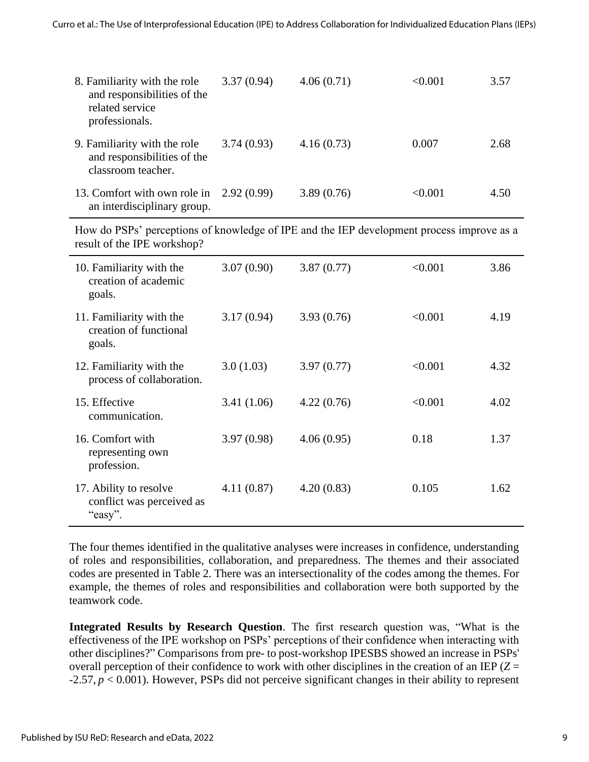| | | | | |
|---|---|---|---|---|
| 8. Familiarity with the role and responsibilities of the related service professionals. | 3.37 (0.94) | 4.06 (0.71) | <0.001 | 3.57 |
| 9. Familiarity with the role and responsibilities of the classroom teacher. | 3.74 (0.93) | 4.16 (0.73) | 0.007 | 2.68 |
| 13. Comfort with own role in an interdisciplinary group. | 2.92 (0.99) | 3.89 (0.76) | <0.001 | 4.50 |
| How do PSPs' perceptions of knowledge of IPE and the IEP development process improve as a result of the IPE workshop? | | | | |
| 10. Familiarity with the creation of academic goals. | 3.07 (0.90) | 3.87 (0.77) | <0.001 | 3.86 |
| 11. Familiarity with the creation of functional goals. | 3.17 (0.94) | 3.93 (0.76) | <0.001 | 4.19 |
| 12. Familiarity with the process of collaboration. | 3.0 (1.03) | 3.97 (0.77) | <0.001 | 4.32 |
| 15. Effective communication. | 3.41 (1.06) | 4.22 (0.76) | <0.001 | 4.02 |
| 16. Comfort with representing own profession. | 3.97 (0.98) | 4.06 (0.95) | 0.18 | 1.37 |
| 17. Ability to resolve conflict was perceived as "easy". | 4.11 (0.87) | 4.20 (0.83) | 0.105 | 1.62 |

The four themes identified in the qualitative analyses were increases in confidence, understanding of roles and responsibilities, collaboration, and preparedness. The themes and their associated codes are presented in Table 2. There was an intersectionality of the codes among the themes. For example, the themes of roles and responsibilities and collaboration were both supported by the teamwork code.

**Integrated Results by Research Question**. The first research question was, "What is the effectiveness of the IPE workshop on PSPs' perceptions of their confidence when interacting with other disciplines?" Comparisons from pre- to post-workshop IPESBS showed an increase in PSPs' overall perception of their confidence to work with other disciplines in the creation of an IEP ($Z = -2.57, p < 0.001$). However, PSPs did not perceive significant changes in their ability to represent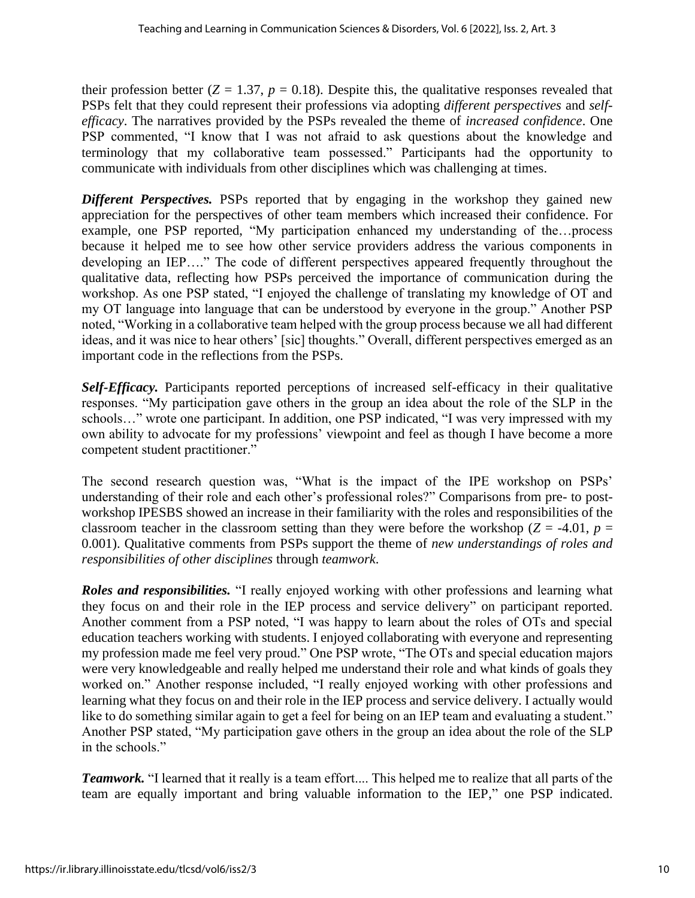their profession better ($Z = 1.37$, $p = 0.18$). Despite this, the qualitative responses revealed that PSPs felt that they could represent their professions via adopting *different perspectives* and *self-efficacy*. The narratives provided by the PSPs revealed the theme of *increased confidence*. One PSP commented, "I know that I was not afraid to ask questions about the knowledge and terminology that my collaborative team possessed." Participants had the opportunity to communicate with individuals from other disciplines which was challenging at times.

***Different Perspectives.*** PSPs reported that by engaging in the workshop they gained new appreciation for the perspectives of other team members which increased their confidence. For example, one PSP reported, "My participation enhanced my understanding of the…process because it helped me to see how other service providers address the various components in developing an IEP…." The code of different perspectives appeared frequently throughout the qualitative data, reflecting how PSPs perceived the importance of communication during the workshop. As one PSP stated, "I enjoyed the challenge of translating my knowledge of OT and my OT language into language that can be understood by everyone in the group." Another PSP noted, "Working in a collaborative team helped with the group process because we all had different ideas, and it was nice to hear others' [sic] thoughts." Overall, different perspectives emerged as an important code in the reflections from the PSPs.

***Self-Efficacy.*** Participants reported perceptions of increased self-efficacy in their qualitative responses. "My participation gave others in the group an idea about the role of the SLP in the schools…" wrote one participant. In addition, one PSP indicated, "I was very impressed with my own ability to advocate for my professions' viewpoint and feel as though I have become a more competent student practitioner."

The second research question was, "What is the impact of the IPE workshop on PSPs' understanding of their role and each other's professional roles?" Comparisons from pre- to post-workshop IPESBS showed an increase in their familiarity with the roles and responsibilities of the classroom teacher in the classroom setting than they were before the workshop ($Z = -4.01$, $p = 0.001$). Qualitative comments from PSPs support the theme of *new understandings of roles and responsibilities of other disciplines* through *teamwork*.

***Roles and responsibilities.*** "I really enjoyed working with other professions and learning what they focus on and their role in the IEP process and service delivery" on participant reported. Another comment from a PSP noted, "I was happy to learn about the roles of OTs and special education teachers working with students. I enjoyed collaborating with everyone and representing my profession made me feel very proud." One PSP wrote, "The OTs and special education majors were very knowledgeable and really helped me understand their role and what kinds of goals they worked on." Another response included, "I really enjoyed working with other professions and learning what they focus on and their role in the IEP process and service delivery. I actually would like to do something similar again to get a feel for being on an IEP team and evaluating a student." Another PSP stated, "My participation gave others in the group an idea about the role of the SLP in the schools."

***Teamwork.*** "I learned that it really is a team effort.... This helped me to realize that all parts of the team are equally important and bring valuable information to the IEP," one PSP indicated.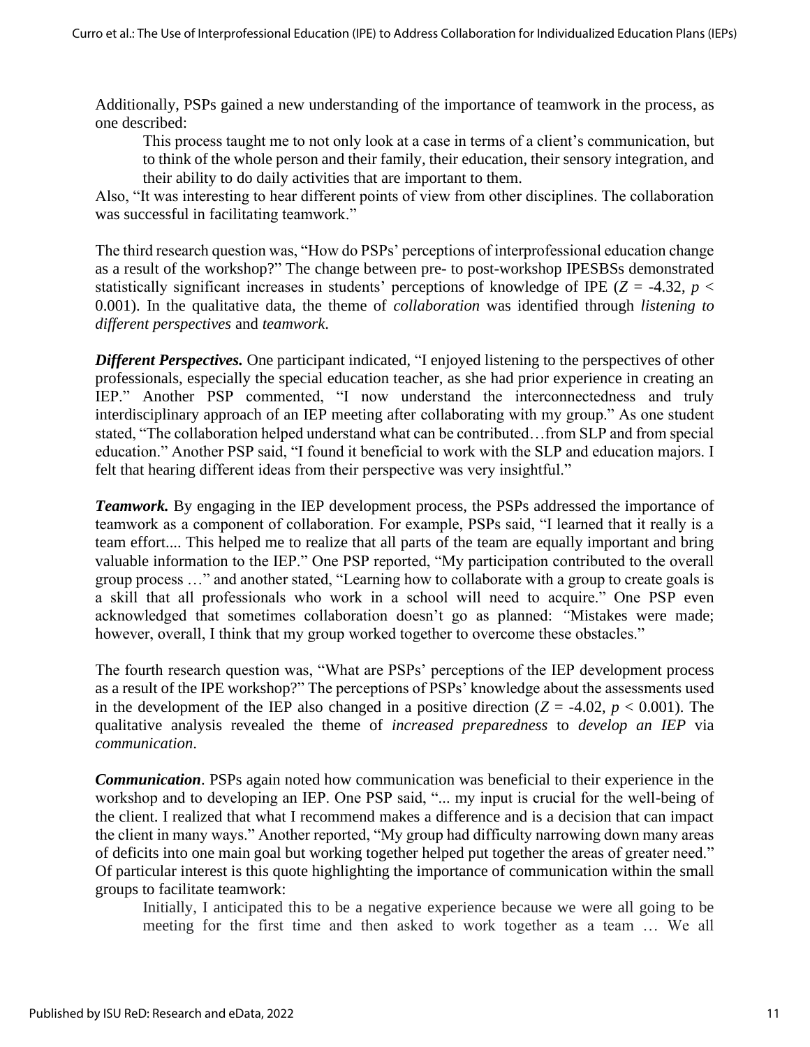Additionally, PSPs gained a new understanding of the importance of teamwork in the process, as one described:

> This process taught me to not only look at a case in terms of a client's communication, but to think of the whole person and their family, their education, their sensory integration, and their ability to do daily activities that are important to them.

Also, "It was interesting to hear different points of view from other disciplines. The collaboration was successful in facilitating teamwork."

The third research question was, "How do PSPs' perceptions of interprofessional education change as a result of the workshop?" The change between pre- to post-workshop IPESBSs demonstrated statistically significant increases in students' perceptions of knowledge of IPE ($Z = -4.32$, $p < 0.001$). In the qualitative data, the theme of *collaboration* was identified through *listening to different perspectives* and *teamwork*.

***Different Perspectives.*** One participant indicated, "I enjoyed listening to the perspectives of other professionals, especially the special education teacher, as she had prior experience in creating an IEP." Another PSP commented, "I now understand the interconnectedness and truly interdisciplinary approach of an IEP meeting after collaborating with my group." As one student stated, "The collaboration helped understand what can be contributed…from SLP and from special education." Another PSP said, "I found it beneficial to work with the SLP and education majors. I felt that hearing different ideas from their perspective was very insightful."

***Teamwork.*** By engaging in the IEP development process, the PSPs addressed the importance of teamwork as a component of collaboration. For example, PSPs said, "I learned that it really is a team effort.... This helped me to realize that all parts of the team are equally important and bring valuable information to the IEP." One PSP reported, "My participation contributed to the overall group process …" and another stated, "Learning how to collaborate with a group to create goals is a skill that all professionals who work in a school will need to acquire." One PSP even acknowledged that sometimes collaboration doesn't go as planned: *"*Mistakes were made; however, overall, I think that my group worked together to overcome these obstacles."

The fourth research question was, "What are PSPs' perceptions of the IEP development process as a result of the IPE workshop?" The perceptions of PSPs' knowledge about the assessments used in the development of the IEP also changed in a positive direction ($Z = -4.02$, $p < 0.001$). The qualitative analysis revealed the theme of *increased preparedness* to *develop an IEP* via *communication*.

***Communication***. PSPs again noted how communication was beneficial to their experience in the workshop and to developing an IEP. One PSP said, "... my input is crucial for the well-being of the client. I realized that what I recommend makes a difference and is a decision that can impact the client in many ways." Another reported, "My group had difficulty narrowing down many areas of deficits into one main goal but working together helped put together the areas of greater need." Of particular interest is this quote highlighting the importance of communication within the small groups to facilitate teamwork:

> Initially, I anticipated this to be a negative experience because we were all going to be meeting for the first time and then asked to work together as a team … We all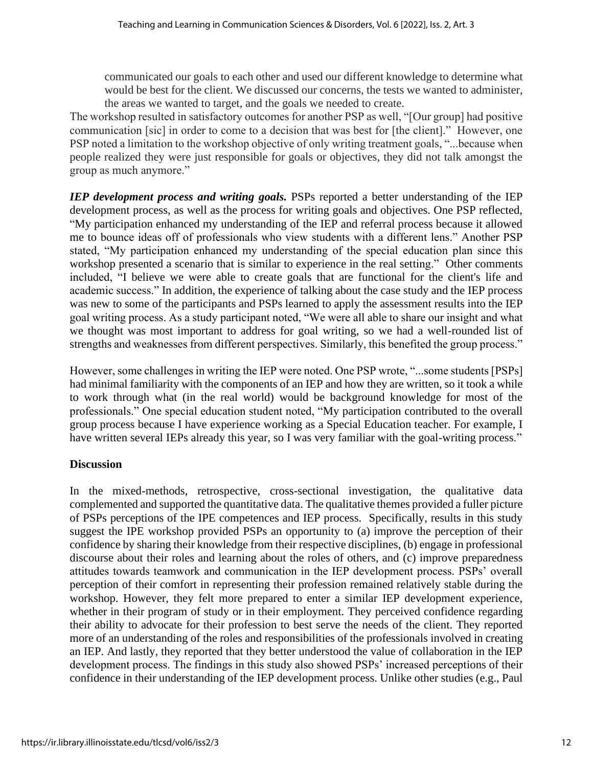> communicated our goals to each other and used our different knowledge to determine what would be best for the client. We discussed our concerns, the tests we wanted to administer, the areas we wanted to target, and the goals we needed to create.

The workshop resulted in satisfactory outcomes for another PSP as well, "[Our group] had positive communication [sic] in order to come to a decision that was best for [the client]." However, one PSP noted a limitation to the workshop objective of only writing treatment goals, "...because when people realized they were just responsible for goals or objectives, they did not talk amongst the group as much anymore."

***IEP development process and writing goals.*** PSPs reported a better understanding of the IEP development process, as well as the process for writing goals and objectives. One PSP reflected, "My participation enhanced my understanding of the IEP and referral process because it allowed me to bounce ideas off of professionals who view students with a different lens." Another PSP stated, "My participation enhanced my understanding of the special education plan since this workshop presented a scenario that is similar to experience in the real setting." Other comments included, "I believe we were able to create goals that are functional for the client's life and academic success." In addition, the experience of talking about the case study and the IEP process was new to some of the participants and PSPs learned to apply the assessment results into the IEP goal writing process. As a study participant noted, "We were all able to share our insight and what we thought was most important to address for goal writing, so we had a well-rounded list of strengths and weaknesses from different perspectives. Similarly, this benefited the group process."

However, some challenges in writing the IEP were noted. One PSP wrote, "...some students [PSPs] had minimal familiarity with the components of an IEP and how they are written, so it took a while to work through what (in the real world) would be background knowledge for most of the professionals." One special education student noted, "My participation contributed to the overall group process because I have experience working as a Special Education teacher. For example, I have written several IEPs already this year, so I was very familiar with the goal-writing process."

## Discussion

In the mixed-methods, retrospective, cross-sectional investigation, the qualitative data complemented and supported the quantitative data. The qualitative themes provided a fuller picture of PSPs perceptions of the IPE competences and IEP process. Specifically, results in this study suggest the IPE workshop provided PSPs an opportunity to (a) improve the perception of their confidence by sharing their knowledge from their respective disciplines, (b) engage in professional discourse about their roles and learning about the roles of others, and (c) improve preparedness attitudes towards teamwork and communication in the IEP development process. PSPs' overall perception of their comfort in representing their profession remained relatively stable during the workshop. However, they felt more prepared to enter a similar IEP development experience, whether in their program of study or in their employment. They perceived confidence regarding their ability to advocate for their profession to best serve the needs of the client. They reported more of an understanding of the roles and responsibilities of the professionals involved in creating an IEP. And lastly, they reported that they better understood the value of collaboration in the IEP development process. The findings in this study also showed PSPs' increased perceptions of their confidence in their understanding of the IEP development process. Unlike other studies (e.g., Paul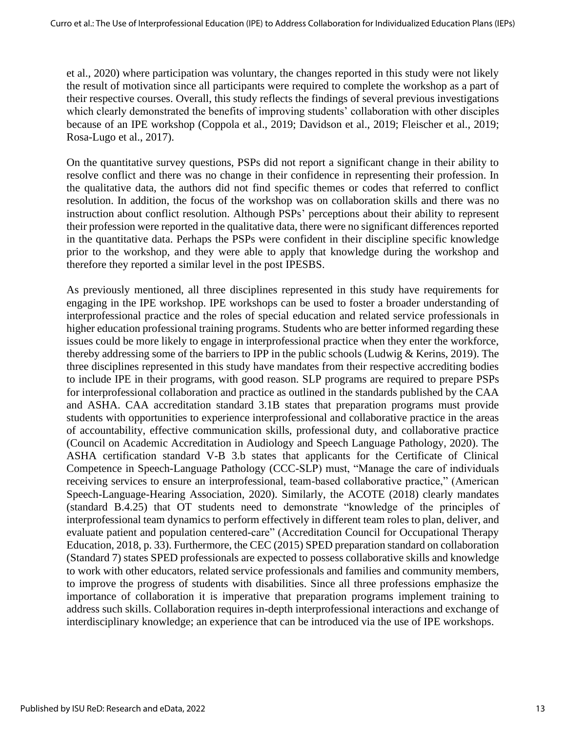et al., 2020) where participation was voluntary, the changes reported in this study were not likely the result of motivation since all participants were required to complete the workshop as a part of their respective courses. Overall, this study reflects the findings of several previous investigations which clearly demonstrated the benefits of improving students' collaboration with other disciples because of an IPE workshop (Coppola et al., 2019; Davidson et al., 2019; Fleischer et al., 2019; Rosa-Lugo et al., 2017).

On the quantitative survey questions, PSPs did not report a significant change in their ability to resolve conflict and there was no change in their confidence in representing their profession. In the qualitative data, the authors did not find specific themes or codes that referred to conflict resolution. In addition, the focus of the workshop was on collaboration skills and there was no instruction about conflict resolution. Although PSPs' perceptions about their ability to represent their profession were reported in the qualitative data, there were no significant differences reported in the quantitative data. Perhaps the PSPs were confident in their discipline specific knowledge prior to the workshop, and they were able to apply that knowledge during the workshop and therefore they reported a similar level in the post IPESBS.

As previously mentioned, all three disciplines represented in this study have requirements for engaging in the IPE workshop. IPE workshops can be used to foster a broader understanding of interprofessional practice and the roles of special education and related service professionals in higher education professional training programs. Students who are better informed regarding these issues could be more likely to engage in interprofessional practice when they enter the workforce, thereby addressing some of the barriers to IPP in the public schools (Ludwig & Kerins, 2019). The three disciplines represented in this study have mandates from their respective accrediting bodies to include IPE in their programs, with good reason. SLP programs are required to prepare PSPs for interprofessional collaboration and practice as outlined in the standards published by the CAA and ASHA. CAA accreditation standard 3.1B states that preparation programs must provide students with opportunities to experience interprofessional and collaborative practice in the areas of accountability, effective communication skills, professional duty, and collaborative practice (Council on Academic Accreditation in Audiology and Speech Language Pathology, 2020). The ASHA certification standard V-B 3.b states that applicants for the Certificate of Clinical Competence in Speech-Language Pathology (CCC-SLP) must, "Manage the care of individuals receiving services to ensure an interprofessional, team-based collaborative practice," (American Speech-Language-Hearing Association, 2020). Similarly, the ACOTE (2018) clearly mandates (standard B.4.25) that OT students need to demonstrate "knowledge of the principles of interprofessional team dynamics to perform effectively in different team roles to plan, deliver, and evaluate patient and population centered-care" (Accreditation Council for Occupational Therapy Education, 2018, p. 33). Furthermore, the CEC (2015) SPED preparation standard on collaboration (Standard 7) states SPED professionals are expected to possess collaborative skills and knowledge to work with other educators, related service professionals and families and community members, to improve the progress of students with disabilities. Since all three professions emphasize the importance of collaboration it is imperative that preparation programs implement training to address such skills. Collaboration requires in-depth interprofessional interactions and exchange of interdisciplinary knowledge; an experience that can be introduced via the use of IPE workshops.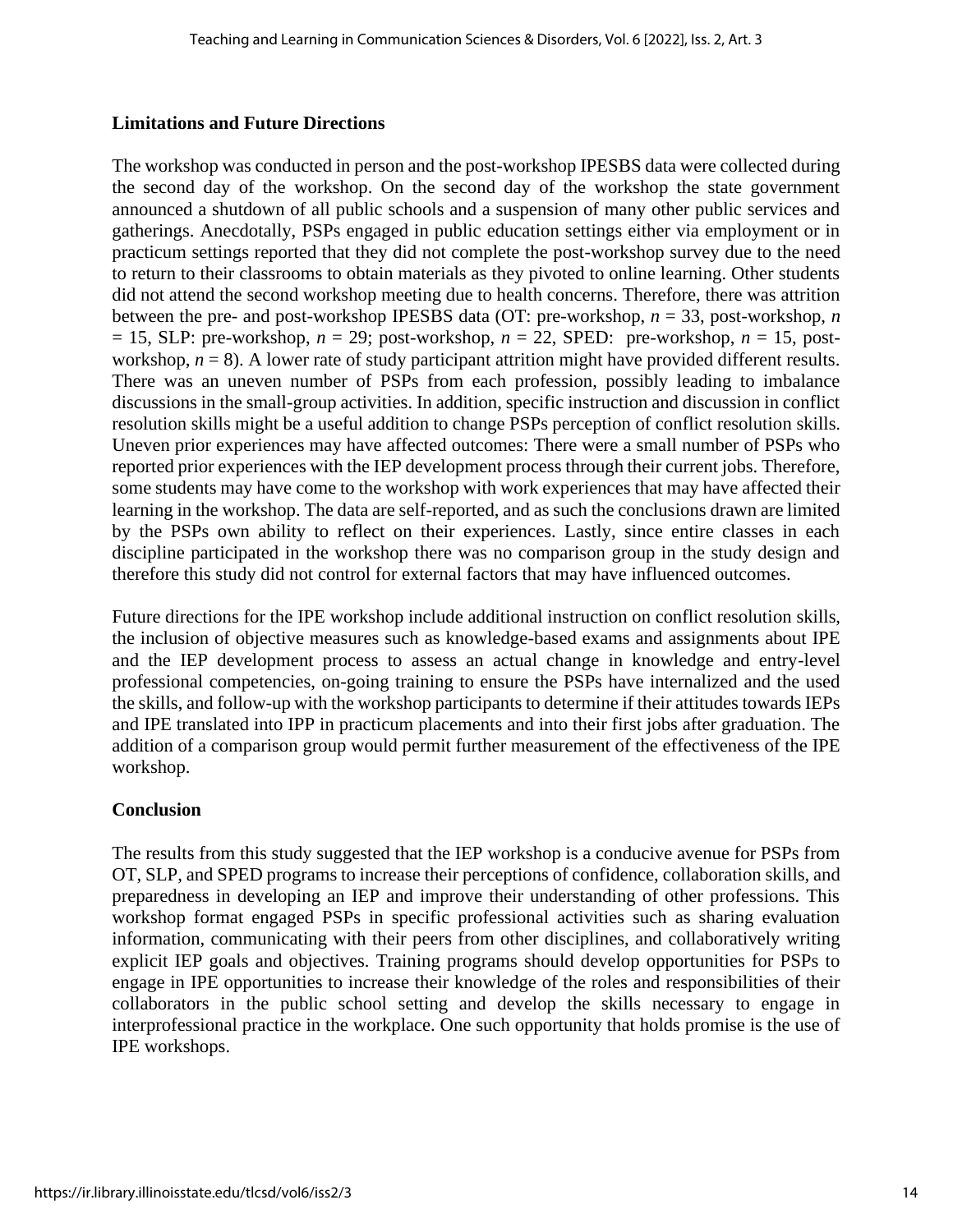**Limitations and Future Directions**

The workshop was conducted in person and the post-workshop IPESBS data were collected during the second day of the workshop. On the second day of the workshop the state government announced a shutdown of all public schools and a suspension of many other public services and gatherings. Anecdotally, PSPs engaged in public education settings either via employment or in practicum settings reported that they did not complete the post-workshop survey due to the need to return to their classrooms to obtain materials as they pivoted to online learning. Other students did not attend the second workshop meeting due to health concerns. Therefore, there was attrition between the pre- and post-workshop IPESBS data (OT: pre-workshop, $n$ = 33, post-workshop, $n$ = 15, SLP: pre-workshop, $n$ = 29; post-workshop, $n$ = 22, SPED: pre-workshop, $n$ = 15, post-workshop, $n$ = 8). A lower rate of study participant attrition might have provided different results. There was an uneven number of PSPs from each profession, possibly leading to imbalance discussions in the small-group activities. In addition, specific instruction and discussion in conflict resolution skills might be a useful addition to change PSPs perception of conflict resolution skills. Uneven prior experiences may have affected outcomes: There were a small number of PSPs who reported prior experiences with the IEP development process through their current jobs. Therefore, some students may have come to the workshop with work experiences that may have affected their learning in the workshop. The data are self-reported, and as such the conclusions drawn are limited by the PSPs own ability to reflect on their experiences. Lastly, since entire classes in each discipline participated in the workshop there was no comparison group in the study design and therefore this study did not control for external factors that may have influenced outcomes.

Future directions for the IPE workshop include additional instruction on conflict resolution skills, the inclusion of objective measures such as knowledge-based exams and assignments about IPE and the IEP development process to assess an actual change in knowledge and entry-level professional competencies, on-going training to ensure the PSPs have internalized and the used the skills, and follow-up with the workshop participants to determine if their attitudes towards IEPs and IPE translated into IPP in practicum placements and into their first jobs after graduation. The addition of a comparison group would permit further measurement of the effectiveness of the IPE workshop.

**Conclusion**

The results from this study suggested that the IEP workshop is a conducive avenue for PSPs from OT, SLP, and SPED programs to increase their perceptions of confidence, collaboration skills, and preparedness in developing an IEP and improve their understanding of other professions. This workshop format engaged PSPs in specific professional activities such as sharing evaluation information, communicating with their peers from other disciplines, and collaboratively writing explicit IEP goals and objectives. Training programs should develop opportunities for PSPs to engage in IPE opportunities to increase their knowledge of the roles and responsibilities of their collaborators in the public school setting and develop the skills necessary to engage in interprofessional practice in the workplace. One such opportunity that holds promise is the use of IPE workshops.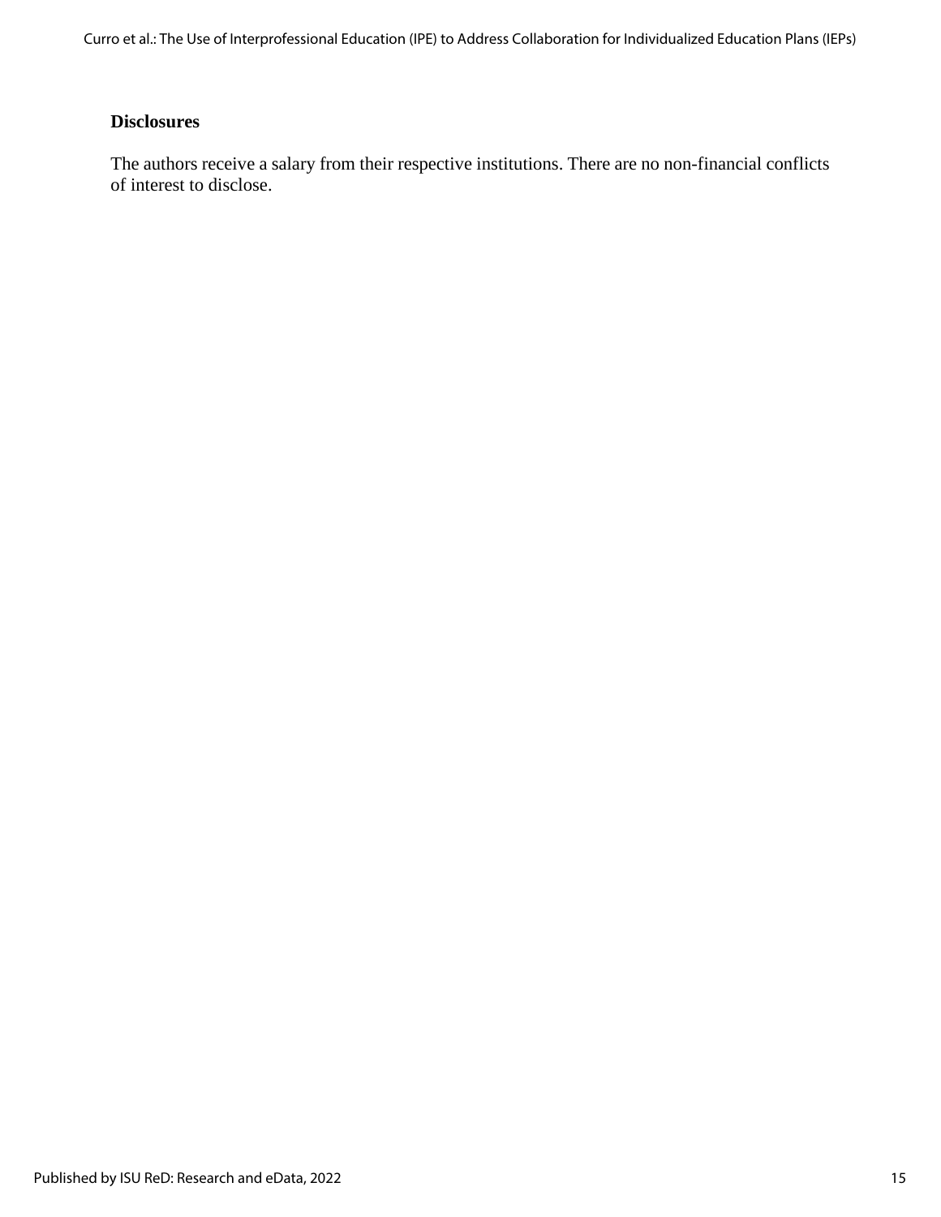## Disclosures

The authors receive a salary from their respective institutions. There are no non-financial conflicts of interest to disclose.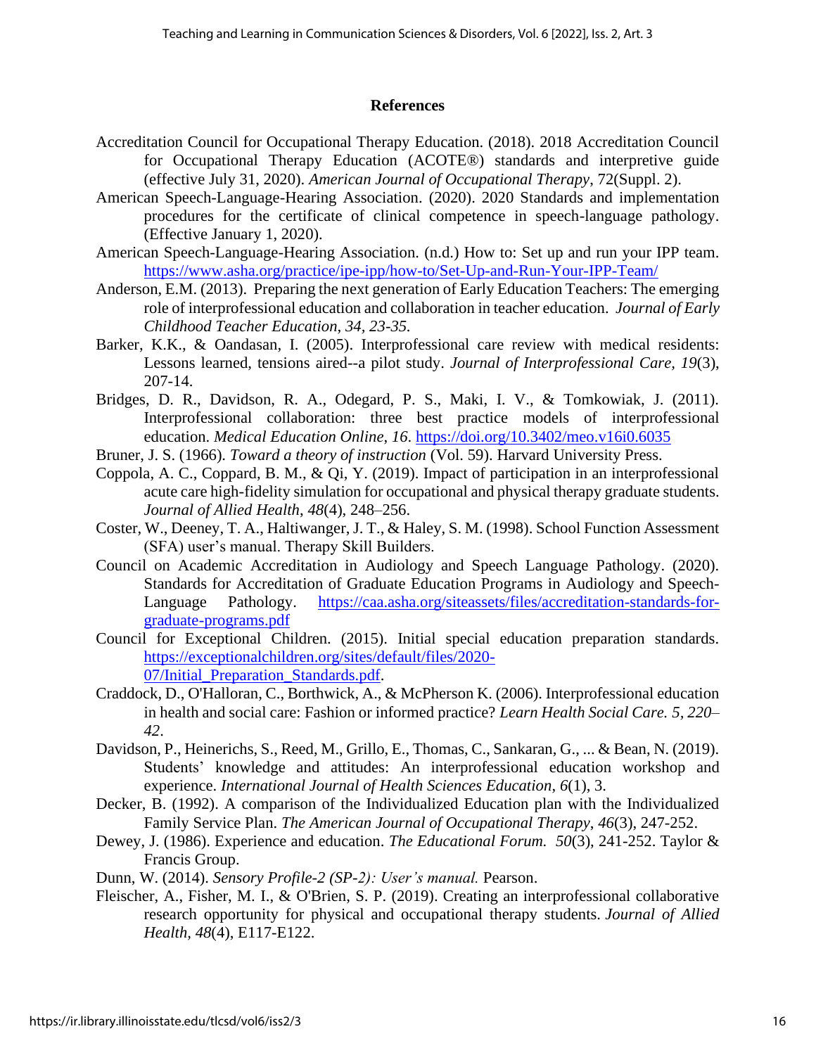## References

Accreditation Council for Occupational Therapy Education. (2018). 2018 Accreditation Council for Occupational Therapy Education (ACOTE®) standards and interpretive guide (effective July 31, 2020). *American Journal of Occupational Therapy*, 72(Suppl. 2).

American Speech-Language-Hearing Association. (2020). 2020 Standards and implementation procedures for the certificate of clinical competence in speech-language pathology. (Effective January 1, 2020).

American Speech-Language-Hearing Association. (n.d.) How to: Set up and run your IPP team. https://www.asha.org/practice/ipe-ipp/how-to/Set-Up-and-Run-Your-IPP-Team/

Anderson, E.M. (2013). Preparing the next generation of Early Education Teachers: The emerging role of interprofessional education and collaboration in teacher education. *Journal of Early Childhood Teacher Education, 34, 23-35.*

Barker, K.K., & Oandasan, I. (2005). Interprofessional care review with medical residents: Lessons learned, tensions aired--a pilot study. *Journal of Interprofessional Care, 19*(3), 207-14.

Bridges, D. R., Davidson, R. A., Odegard, P. S., Maki, I. V., & Tomkowiak, J. (2011). Interprofessional collaboration: three best practice models of interprofessional education. *Medical Education Online*, *16*. https://doi.org/10.3402/meo.v16i0.6035

Bruner, J. S. (1966). *Toward a theory of instruction* (Vol. 59). Harvard University Press.

Coppola, A. C., Coppard, B. M., & Qi, Y. (2019). Impact of participation in an interprofessional acute care high-fidelity simulation for occupational and physical therapy graduate students. *Journal of Allied Health*, *48*(4), 248–256.

Coster, W., Deeney, T. A., Haltiwanger, J. T., & Haley, S. M. (1998). School Function Assessment (SFA) user's manual. Therapy Skill Builders.

Council on Academic Accreditation in Audiology and Speech Language Pathology. (2020). Standards for Accreditation of Graduate Education Programs in Audiology and Speech-Language Pathology. https://caa.asha.org/siteassets/files/accreditation-standards-for-graduate-programs.pdf

Council for Exceptional Children. (2015). Initial special education preparation standards. https://exceptionalchildren.org/sites/default/files/2020-07/Initial_Preparation_Standards.pdf.

Craddock, D., O'Halloran, C., Borthwick, A., & McPherson K. (2006). Interprofessional education in health and social care: Fashion or informed practice? *Learn Health Social Care. 5, 220–42*.

Davidson, P., Heinerichs, S., Reed, M., Grillo, E., Thomas, C., Sankaran, G., ... & Bean, N. (2019). Students' knowledge and attitudes: An interprofessional education workshop and experience. *International Journal of Health Sciences Education*, *6*(1), 3.

Decker, B. (1992). A comparison of the Individualized Education plan with the Individualized Family Service Plan. *The American Journal of Occupational Therapy*, *46*(3), 247-252.

Dewey, J. (1986). Experience and education. *The Educational Forum. 50*(3), 241-252. Taylor & Francis Group.

Dunn, W. (2014). *Sensory Profile-2 (SP-2): User's manual.* Pearson.

Fleischer, A., Fisher, M. I., & O'Brien, S. P. (2019). Creating an interprofessional collaborative research opportunity for physical and occupational therapy students. *Journal of Allied Health, 48*(4), E117-E122.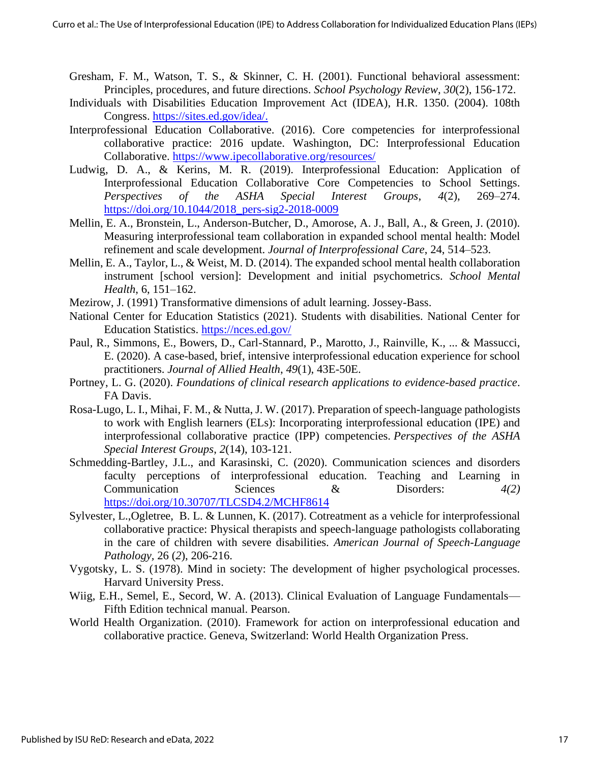Gresham, F. M., Watson, T. S., & Skinner, C. H. (2001). Functional behavioral assessment: Principles, procedures, and future directions. *School Psychology Review*, *30*(2), 156-172.

Individuals with Disabilities Education Improvement Act (IDEA), H.R. 1350. (2004). 108th Congress. https://sites.ed.gov/idea/.

Interprofessional Education Collaborative. (2016). Core competencies for interprofessional collaborative practice: 2016 update. Washington, DC: Interprofessional Education Collaborative. https://www.ipecollaborative.org/resources/

Ludwig, D. A., & Kerins, M. R. (2019). Interprofessional Education: Application of Interprofessional Education Collaborative Core Competencies to School Settings. *Perspectives of the ASHA Special Interest Groups*, *4*(2), 269–274. https://doi.org/10.1044/2018_pers-sig2-2018-0009

Mellin, E. A., Bronstein, L., Anderson-Butcher, D., Amorose, A. J., Ball, A., & Green, J. (2010). Measuring interprofessional team collaboration in expanded school mental health: Model refinement and scale development. *Journal of Interprofessional Care*, 24, 514–523.

Mellin, E. A., Taylor, L., & Weist, M. D. (2014). The expanded school mental health collaboration instrument [school version]: Development and initial psychometrics. *School Mental Health*, 6, 151–162.

Mezirow, J. (1991) Transformative dimensions of adult learning. Jossey-Bass.

National Center for Education Statistics (2021). Students with disabilities. National Center for Education Statistics. https://nces.ed.gov/

Paul, R., Simmons, E., Bowers, D., Carl-Stannard, P., Marotto, J., Rainville, K., ... & Massucci, E. (2020). A case-based, brief, intensive interprofessional education experience for school practitioners. *Journal of Allied Health*, *49*(1), 43E-50E.

Portney, L. G. (2020). *Foundations of clinical research applications to evidence-based practice*. FA Davis.

Rosa-Lugo, L. I., Mihai, F. M., & Nutta, J. W. (2017). Preparation of speech-language pathologists to work with English learners (ELs): Incorporating interprofessional education (IPE) and interprofessional collaborative practice (IPP) competencies. *Perspectives of the ASHA Special Interest Groups*, *2*(14), 103-121.

Schmedding-Bartley, J.L., and Karasinski, C. (2020). Communication sciences and disorders faculty perceptions of interprofessional education. Teaching and Learning in Communication Sciences & Disorders: *4(2)* https://doi.org/10.30707/TLCSD4.2/MCHF8614

Sylvester, L.,Ogletree, B. L. & Lunnen, K. (2017). Cotreatment as a vehicle for interprofessional collaborative practice: Physical therapists and speech-language pathologists collaborating in the care of children with severe disabilities. *American Journal of Speech-Language Pathology*, 26 (*2*), 206-216.

Vygotsky, L. S. (1978). Mind in society: The development of higher psychological processes. Harvard University Press.

Wiig, E.H., Semel, E., Secord, W. A. (2013). Clinical Evaluation of Language Fundamentals—Fifth Edition technical manual. Pearson.

World Health Organization. (2010). Framework for action on interprofessional education and collaborative practice. Geneva, Switzerland: World Health Organization Press.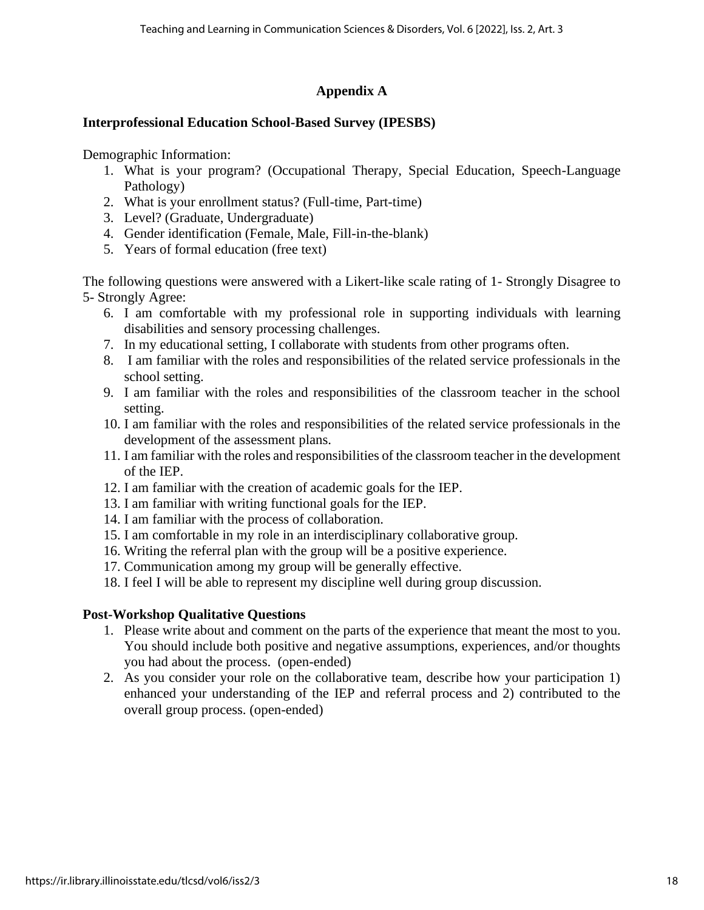# Appendix A

## Interprofessional Education School-Based Survey (IPESBS)

Demographic Information:

1. What is your program? (Occupational Therapy, Special Education, Speech-Language Pathology)
2. What is your enrollment status? (Full-time, Part-time)
3. Level? (Graduate, Undergraduate)
4. Gender identification (Female, Male, Fill-in-the-blank)
5. Years of formal education (free text)

The following questions were answered with a Likert-like scale rating of 1- Strongly Disagree to 5- Strongly Agree:

6. I am comfortable with my professional role in supporting individuals with learning disabilities and sensory processing challenges.
7. In my educational setting, I collaborate with students from other programs often.
8. I am familiar with the roles and responsibilities of the related service professionals in the school setting.
9. I am familiar with the roles and responsibilities of the classroom teacher in the school setting.
10. I am familiar with the roles and responsibilities of the related service professionals in the development of the assessment plans.
11. I am familiar with the roles and responsibilities of the classroom teacher in the development of the IEP.
12. I am familiar with the creation of academic goals for the IEP.
13. I am familiar with writing functional goals for the IEP.
14. I am familiar with the process of collaboration.
15. I am comfortable in my role in an interdisciplinary collaborative group.
16. Writing the referral plan with the group will be a positive experience.
17. Communication among my group will be generally effective.
18. I feel I will be able to represent my discipline well during group discussion.

## Post-Workshop Qualitative Questions

1. Please write about and comment on the parts of the experience that meant the most to you. You should include both positive and negative assumptions, experiences, and/or thoughts you had about the process. (open-ended)
2. As you consider your role on the collaborative team, describe how your participation 1) enhanced your understanding of the IEP and referral process and 2) contributed to the overall group process. (open-ended)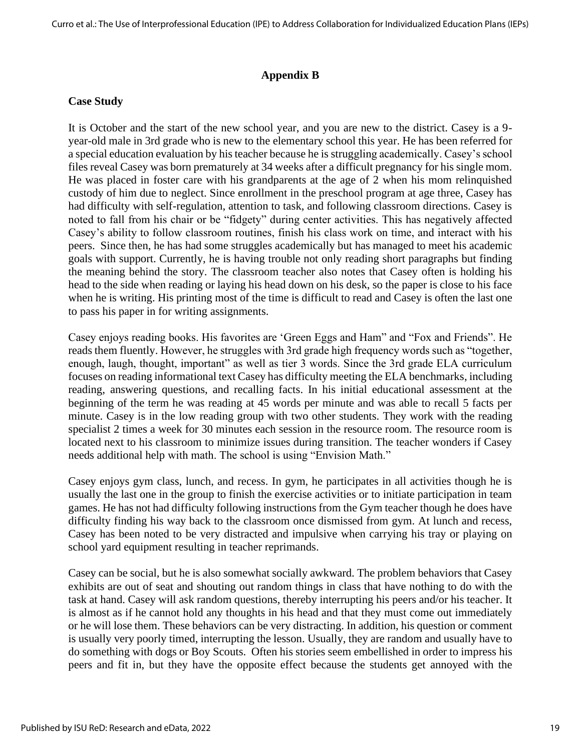## Appendix B

### Case Study

It is October and the start of the new school year, and you are new to the district. Casey is a 9-year-old male in 3rd grade who is new to the elementary school this year. He has been referred for a special education evaluation by his teacher because he is struggling academically. Casey's school files reveal Casey was born prematurely at 34 weeks after a difficult pregnancy for his single mom. He was placed in foster care with his grandparents at the age of 2 when his mom relinquished custody of him due to neglect. Since enrollment in the preschool program at age three, Casey has had difficulty with self-regulation, attention to task, and following classroom directions. Casey is noted to fall from his chair or be "fidgety" during center activities. This has negatively affected Casey's ability to follow classroom routines, finish his class work on time, and interact with his peers. Since then, he has had some struggles academically but has managed to meet his academic goals with support. Currently, he is having trouble not only reading short paragraphs but finding the meaning behind the story. The classroom teacher also notes that Casey often is holding his head to the side when reading or laying his head down on his desk, so the paper is close to his face when he is writing. His printing most of the time is difficult to read and Casey is often the last one to pass his paper in for writing assignments.

Casey enjoys reading books. His favorites are 'Green Eggs and Ham" and "Fox and Friends". He reads them fluently. However, he struggles with 3rd grade high frequency words such as "together, enough, laugh, thought, important" as well as tier 3 words. Since the 3rd grade ELA curriculum focuses on reading informational text Casey has difficulty meeting the ELA benchmarks, including reading, answering questions, and recalling facts. In his initial educational assessment at the beginning of the term he was reading at 45 words per minute and was able to recall 5 facts per minute. Casey is in the low reading group with two other students. They work with the reading specialist 2 times a week for 30 minutes each session in the resource room. The resource room is located next to his classroom to minimize issues during transition. The teacher wonders if Casey needs additional help with math. The school is using "Envision Math."

Casey enjoys gym class, lunch, and recess. In gym, he participates in all activities though he is usually the last one in the group to finish the exercise activities or to initiate participation in team games. He has not had difficulty following instructions from the Gym teacher though he does have difficulty finding his way back to the classroom once dismissed from gym. At lunch and recess, Casey has been noted to be very distracted and impulsive when carrying his tray or playing on school yard equipment resulting in teacher reprimands.

Casey can be social, but he is also somewhat socially awkward. The problem behaviors that Casey exhibits are out of seat and shouting out random things in class that have nothing to do with the task at hand. Casey will ask random questions, thereby interrupting his peers and/or his teacher. It is almost as if he cannot hold any thoughts in his head and that they must come out immediately or he will lose them. These behaviors can be very distracting. In addition, his question or comment is usually very poorly timed, interrupting the lesson. Usually, they are random and usually have to do something with dogs or Boy Scouts. Often his stories seem embellished in order to impress his peers and fit in, but they have the opposite effect because the students get annoyed with the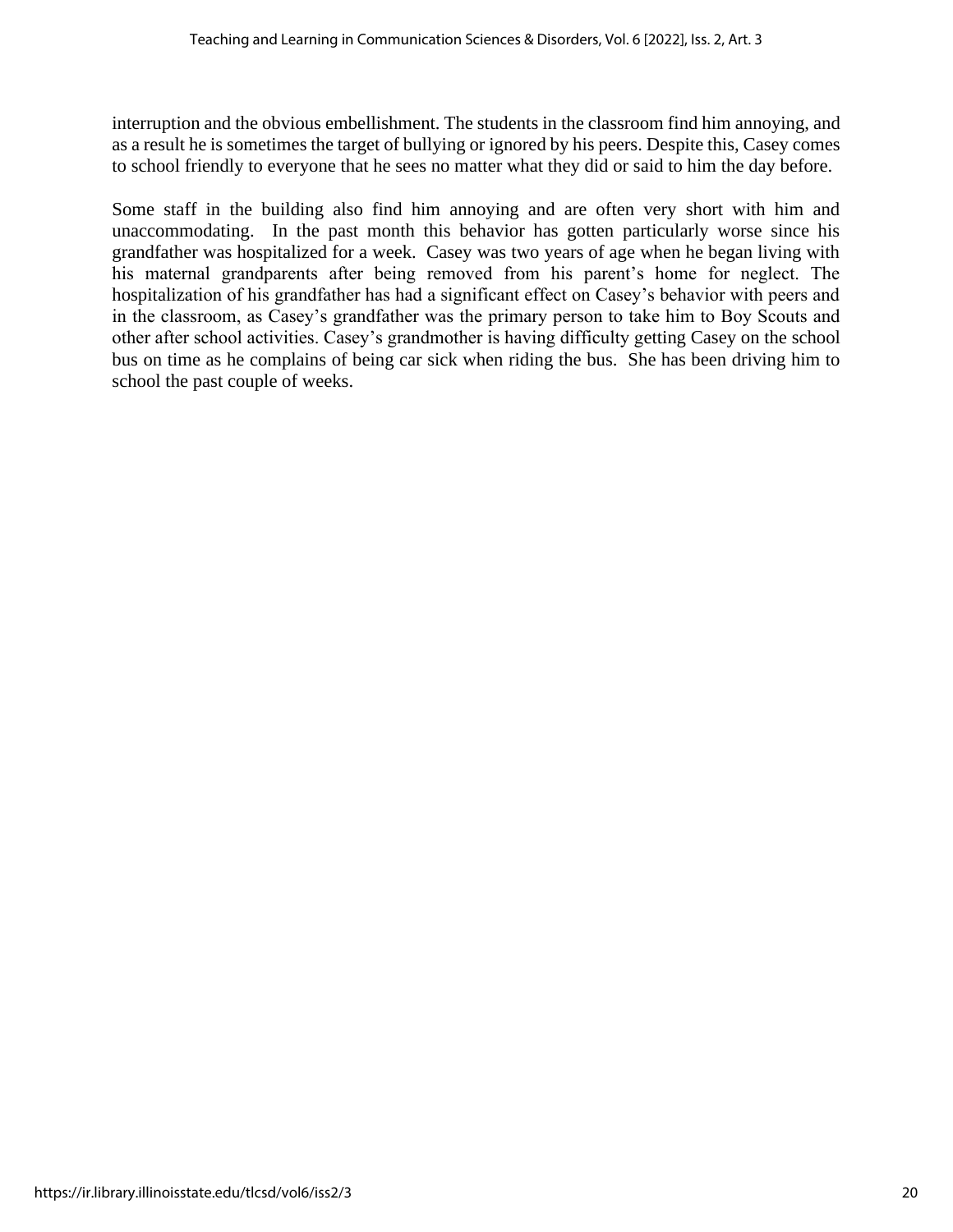interruption and the obvious embellishment. The students in the classroom find him annoying, and as a result he is sometimes the target of bullying or ignored by his peers. Despite this, Casey comes to school friendly to everyone that he sees no matter what they did or said to him the day before.

Some staff in the building also find him annoying and are often very short with him and unaccommodating. In the past month this behavior has gotten particularly worse since his grandfather was hospitalized for a week. Casey was two years of age when he began living with his maternal grandparents after being removed from his parent's home for neglect. The hospitalization of his grandfather has had a significant effect on Casey's behavior with peers and in the classroom, as Casey's grandfather was the primary person to take him to Boy Scouts and other after school activities. Casey's grandmother is having difficulty getting Casey on the school bus on time as he complains of being car sick when riding the bus. She has been driving him to school the past couple of weeks.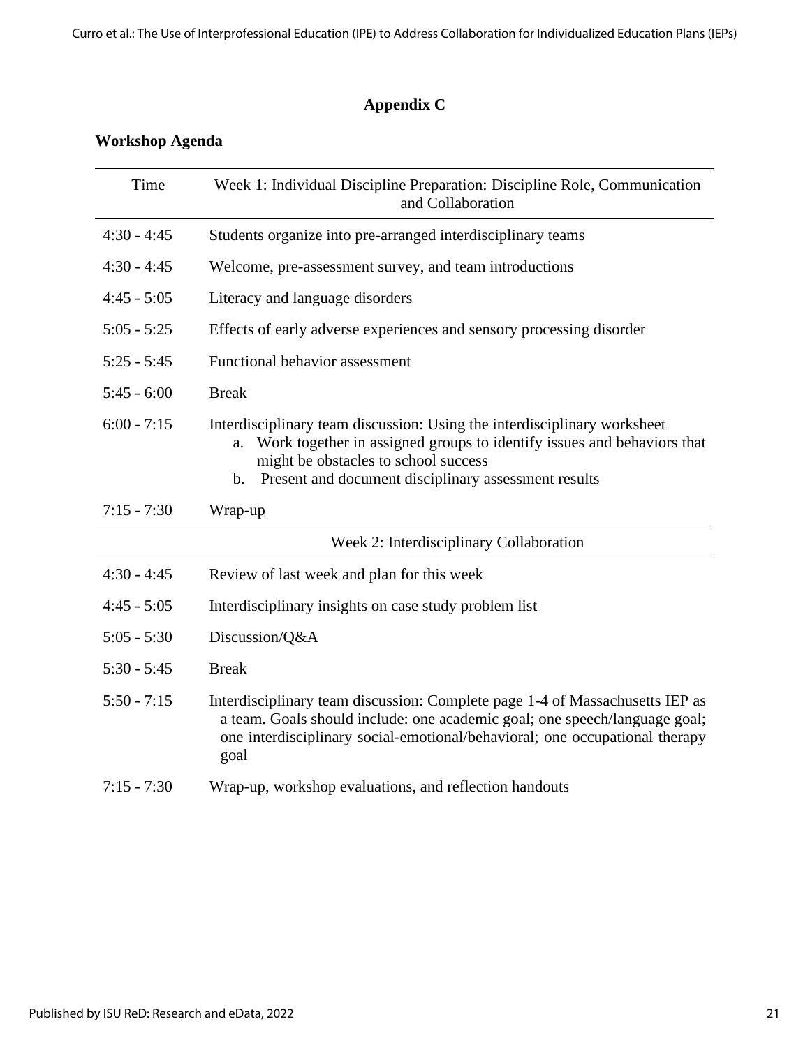## Appendix C

### Workshop Agenda

| Time | Week 1: Individual Discipline Preparation: Discipline Role, Communication and Collaboration |
|---|---|
| 4:30 - 4:45 | Students organize into pre-arranged interdisciplinary teams |
| 4:30 - 4:45 | Welcome, pre-assessment survey, and team introductions |
| 4:45 - 5:05 | Literacy and language disorders |
| 5:05 - 5:25 | Effects of early adverse experiences and sensory processing disorder |
| 5:25 - 5:45 | Functional behavior assessment |
| 5:45 - 6:00 | Break |
| 6:00 - 7:15 | Interdisciplinary team discussion: Using the interdisciplinary worksheet<br>a. Work together in assigned groups to identify issues and behaviors that might be obstacles to school success<br>b. Present and document disciplinary assessment results |
| 7:15 - 7:30 | Wrap-up |
| | Week 2: Interdisciplinary Collaboration |
| 4:30 - 4:45 | Review of last week and plan for this week |
| 4:45 - 5:05 | Interdisciplinary insights on case study problem list |
| 5:05 - 5:30 | Discussion/Q&A |
| 5:30 - 5:45 | Break |
| 5:50 - 7:15 | Interdisciplinary team discussion: Complete page 1-4 of Massachusetts IEP as a team. Goals should include: one academic goal; one speech/language goal; one interdisciplinary social-emotional/behavioral; one occupational therapy goal |
| 7:15 - 7:30 | Wrap-up, workshop evaluations, and reflection handouts |